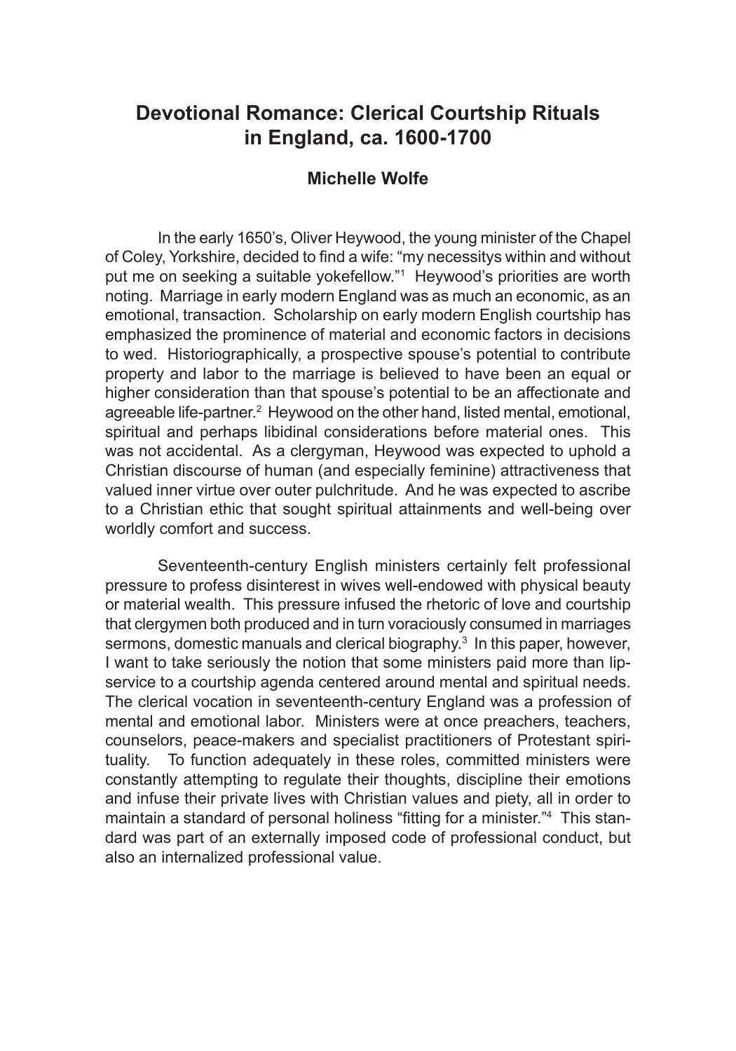# Devotional Romance: Clerical Courtship Rituals in England, ca. 1600-1700

**Michelle Wolfe**

In the early 1650's, Oliver Heywood, the young minister of the Chapel of Coley, Yorkshire, decided to find a wife: "my necessitys within and without put me on seeking a suitable yokefellow."[1] Heywood's priorities are worth noting. Marriage in early modern England was as much an economic, as an emotional, transaction. Scholarship on early modern English courtship has emphasized the prominence of material and economic factors in decisions to wed. Historiographically, a prospective spouse's potential to contribute property and labor to the marriage is believed to have been an equal or higher consideration than that spouse's potential to be an affectionate and agreeable life-partner.[2] Heywood on the other hand, listed mental, emotional, spiritual and perhaps libidinal considerations before material ones. This was not accidental. As a clergyman, Heywood was expected to uphold a Christian discourse of human (and especially feminine) attractiveness that valued inner virtue over outer pulchritude. And he was expected to ascribe to a Christian ethic that sought spiritual attainments and well-being over worldly comfort and success.

Seventeenth-century English ministers certainly felt professional pressure to profess disinterest in wives well-endowed with physical beauty or material wealth. This pressure infused the rhetoric of love and courtship that clergymen both produced and in turn voraciously consumed in marriages sermons, domestic manuals and clerical biography.[3] In this paper, however, I want to take seriously the notion that some ministers paid more than lip-service to a courtship agenda centered around mental and spiritual needs. The clerical vocation in seventeenth-century England was a profession of mental and emotional labor. Ministers were at once preachers, teachers, counselors, peace-makers and specialist practitioners of Protestant spirituality. To function adequately in these roles, committed ministers were constantly attempting to regulate their thoughts, discipline their emotions and infuse their private lives with Christian values and piety, all in order to maintain a standard of personal holiness "fitting for a minister."[4] This standard was part of an externally imposed code of professional conduct, but also an internalized professional value.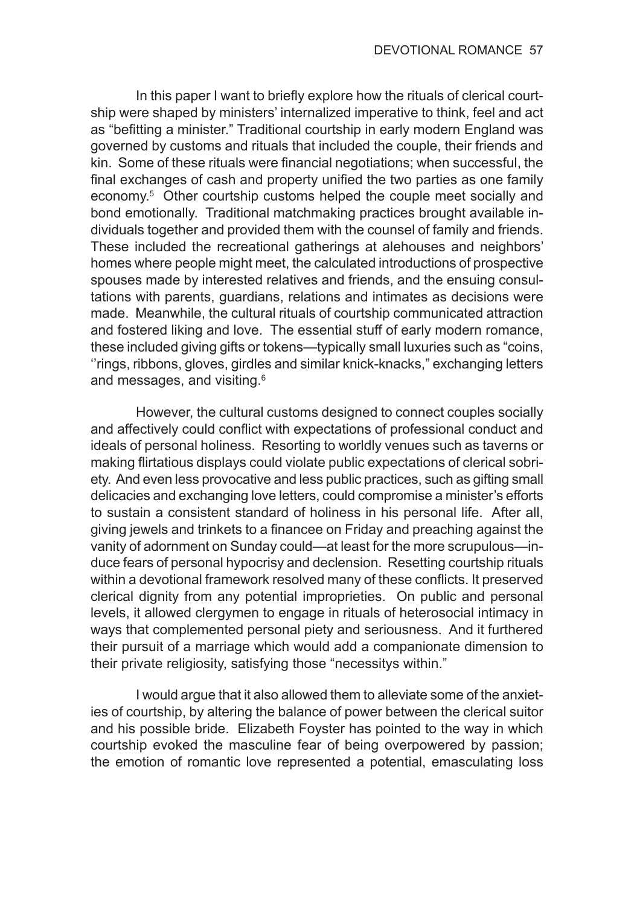In this paper I want to briefly explore how the rituals of clerical courtship were shaped by ministers' internalized imperative to think, feel and act as "befitting a minister." Traditional courtship in early modern England was governed by customs and rituals that included the couple, their friends and kin. Some of these rituals were financial negotiations; when successful, the final exchanges of cash and property unified the two parties as one family economy.[5] Other courtship customs helped the couple meet socially and bond emotionally. Traditional matchmaking practices brought available individuals together and provided them with the counsel of family and friends. These included the recreational gatherings at alehouses and neighbors' homes where people might meet, the calculated introductions of prospective spouses made by interested relatives and friends, and the ensuing consultations with parents, guardians, relations and intimates as decisions were made. Meanwhile, the cultural rituals of courtship communicated attraction and fostered liking and love. The essential stuff of early modern romance, these included giving gifts or tokens—typically small luxuries such as "coins, ''rings, ribbons, gloves, girdles and similar knick-knacks," exchanging letters and messages, and visiting.[6]

However, the cultural customs designed to connect couples socially and affectively could conflict with expectations of professional conduct and ideals of personal holiness. Resorting to worldly venues such as taverns or making flirtatious displays could violate public expectations of clerical sobriety. And even less provocative and less public practices, such as gifting small delicacies and exchanging love letters, could compromise a minister's efforts to sustain a consistent standard of holiness in his personal life. After all, giving jewels and trinkets to a financee on Friday and preaching against the vanity of adornment on Sunday could—at least for the more scrupulous—induce fears of personal hypocrisy and declension. Resetting courtship rituals within a devotional framework resolved many of these conflicts. It preserved clerical dignity from any potential improprieties. On public and personal levels, it allowed clergymen to engage in rituals of heterosocial intimacy in ways that complemented personal piety and seriousness. And it furthered their pursuit of a marriage which would add a companionate dimension to their private religiosity, satisfying those "necessitys within."

I would argue that it also allowed them to alleviate some of the anxieties of courtship, by altering the balance of power between the clerical suitor and his possible bride. Elizabeth Foyster has pointed to the way in which courtship evoked the masculine fear of being overpowered by passion; the emotion of romantic love represented a potential, emasculating loss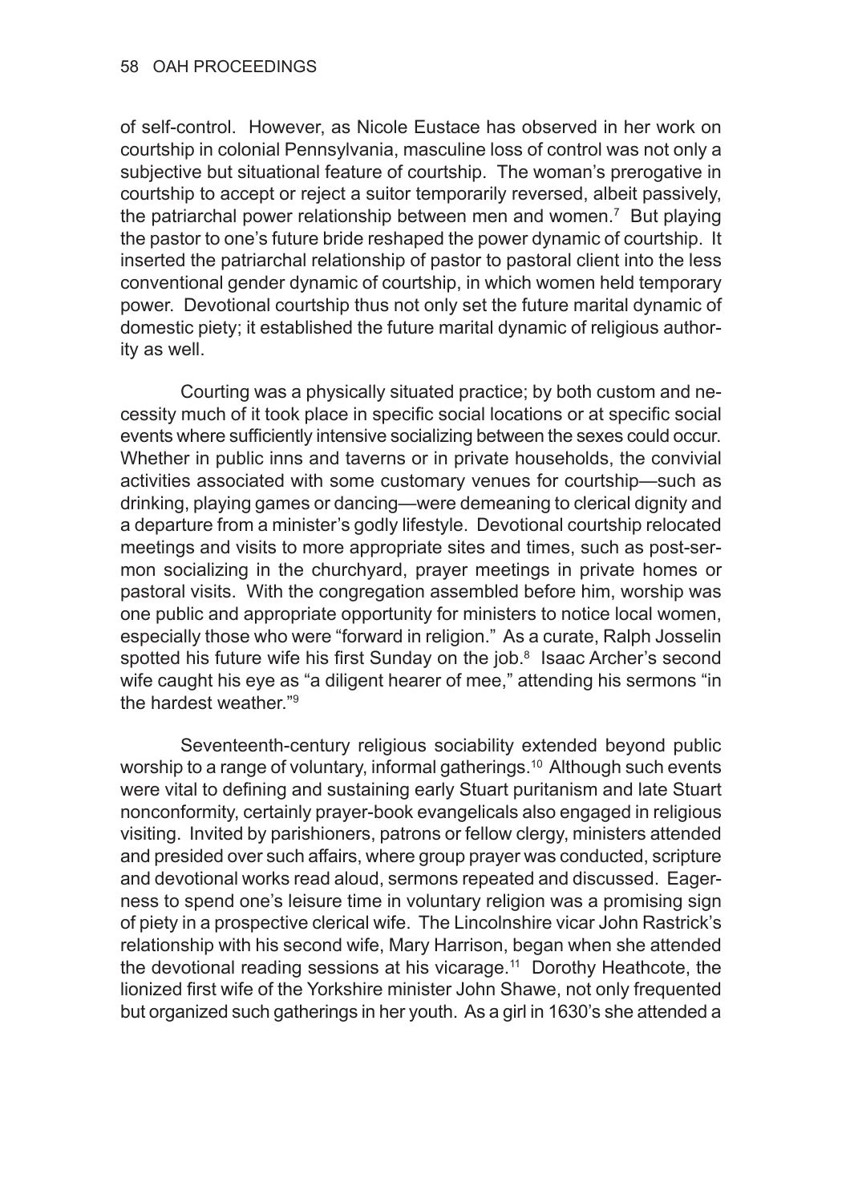of self-control. However, as Nicole Eustace has observed in her work on courtship in colonial Pennsylvania, masculine loss of control was not only a subjective but situational feature of courtship. The woman's prerogative in courtship to accept or reject a suitor temporarily reversed, albeit passively, the patriarchal power relationship between men and women.[7] But playing the pastor to one's future bride reshaped the power dynamic of courtship. It inserted the patriarchal relationship of pastor to pastoral client into the less conventional gender dynamic of courtship, in which women held temporary power. Devotional courtship thus not only set the future marital dynamic of domestic piety; it established the future marital dynamic of religious authority as well.

Courting was a physically situated practice; by both custom and necessity much of it took place in specific social locations or at specific social events where sufficiently intensive socializing between the sexes could occur. Whether in public inns and taverns or in private households, the convivial activities associated with some customary venues for courtship—such as drinking, playing games or dancing—were demeaning to clerical dignity and a departure from a minister's godly lifestyle. Devotional courtship relocated meetings and visits to more appropriate sites and times, such as post-sermon socializing in the churchyard, prayer meetings in private homes or pastoral visits. With the congregation assembled before him, worship was one public and appropriate opportunity for ministers to notice local women, especially those who were "forward in religion." As a curate, Ralph Josselin spotted his future wife his first Sunday on the job.[8] Isaac Archer's second wife caught his eye as "a diligent hearer of mee," attending his sermons "in the hardest weather."[9]

Seventeenth-century religious sociability extended beyond public worship to a range of voluntary, informal gatherings.[10] Although such events were vital to defining and sustaining early Stuart puritanism and late Stuart nonconformity, certainly prayer-book evangelicals also engaged in religious visiting. Invited by parishioners, patrons or fellow clergy, ministers attended and presided over such affairs, where group prayer was conducted, scripture and devotional works read aloud, sermons repeated and discussed. Eagerness to spend one's leisure time in voluntary religion was a promising sign of piety in a prospective clerical wife. The Lincolnshire vicar John Rastrick's relationship with his second wife, Mary Harrison, began when she attended the devotional reading sessions at his vicarage.[11] Dorothy Heathcote, the lionized first wife of the Yorkshire minister John Shawe, not only frequented but organized such gatherings in her youth. As a girl in 1630's she attended a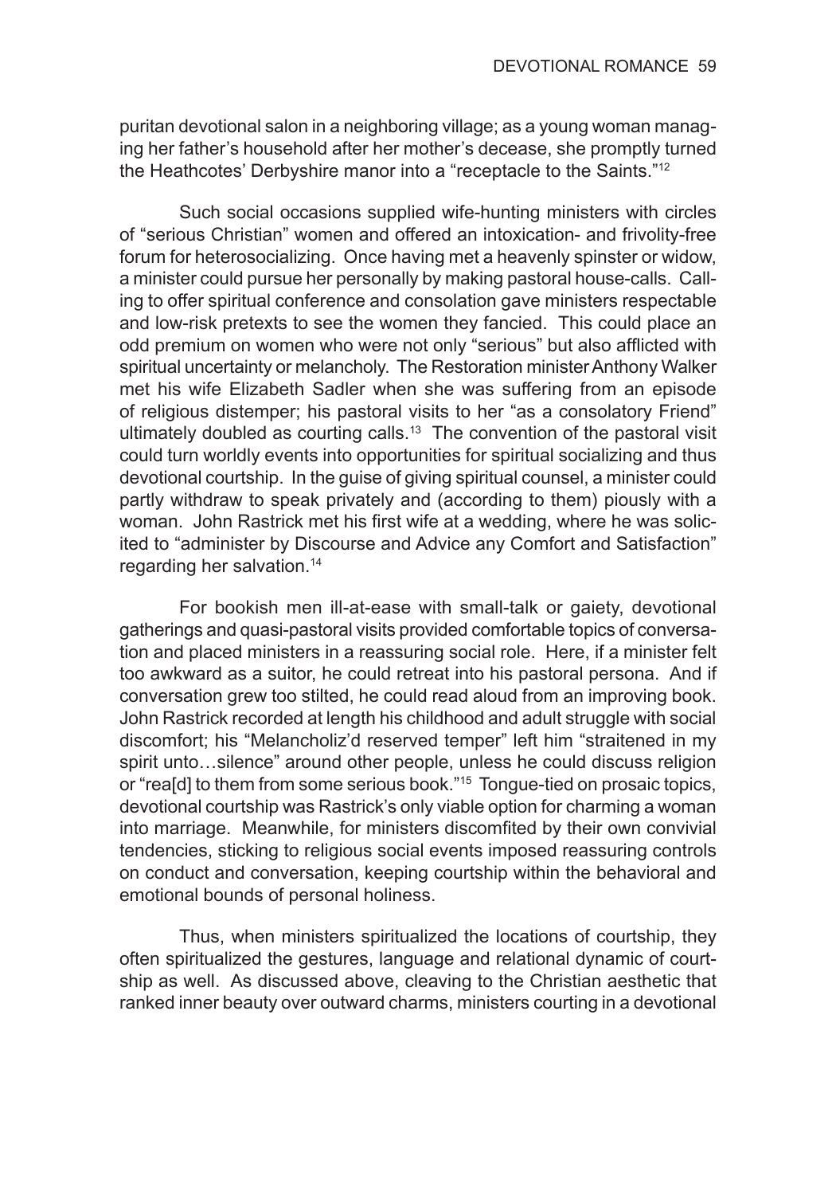puritan devotional salon in a neighboring village; as a young woman managing her father's household after her mother's decease, she promptly turned the Heathcotes' Derbyshire manor into a "receptacle to the Saints."[12]

Such social occasions supplied wife-hunting ministers with circles of "serious Christian" women and offered an intoxication- and frivolity-free forum for heterosocializing. Once having met a heavenly spinster or widow, a minister could pursue her personally by making pastoral house-calls. Calling to offer spiritual conference and consolation gave ministers respectable and low-risk pretexts to see the women they fancied. This could place an odd premium on women who were not only "serious" but also afflicted with spiritual uncertainty or melancholy. The Restoration minister Anthony Walker met his wife Elizabeth Sadler when she was suffering from an episode of religious distemper; his pastoral visits to her "as a consolatory Friend" ultimately doubled as courting calls.[13] The convention of the pastoral visit could turn worldly events into opportunities for spiritual socializing and thus devotional courtship. In the guise of giving spiritual counsel, a minister could partly withdraw to speak privately and (according to them) piously with a woman. John Rastrick met his first wife at a wedding, where he was solicited to "administer by Discourse and Advice any Comfort and Satisfaction" regarding her salvation.[14]

For bookish men ill-at-ease with small-talk or gaiety, devotional gatherings and quasi-pastoral visits provided comfortable topics of conversation and placed ministers in a reassuring social role. Here, if a minister felt too awkward as a suitor, he could retreat into his pastoral persona. And if conversation grew too stilted, he could read aloud from an improving book. John Rastrick recorded at length his childhood and adult struggle with social discomfort; his "Melancholiz'd reserved temper" left him "straitened in my spirit unto…silence" around other people, unless he could discuss religion or "rea[d] to them from some serious book."[15] Tongue-tied on prosaic topics, devotional courtship was Rastrick's only viable option for charming a woman into marriage. Meanwhile, for ministers discomfited by their own convivial tendencies, sticking to religious social events imposed reassuring controls on conduct and conversation, keeping courtship within the behavioral and emotional bounds of personal holiness.

Thus, when ministers spiritualized the locations of courtship, they often spiritualized the gestures, language and relational dynamic of courtship as well. As discussed above, cleaving to the Christian aesthetic that ranked inner beauty over outward charms, ministers courting in a devotional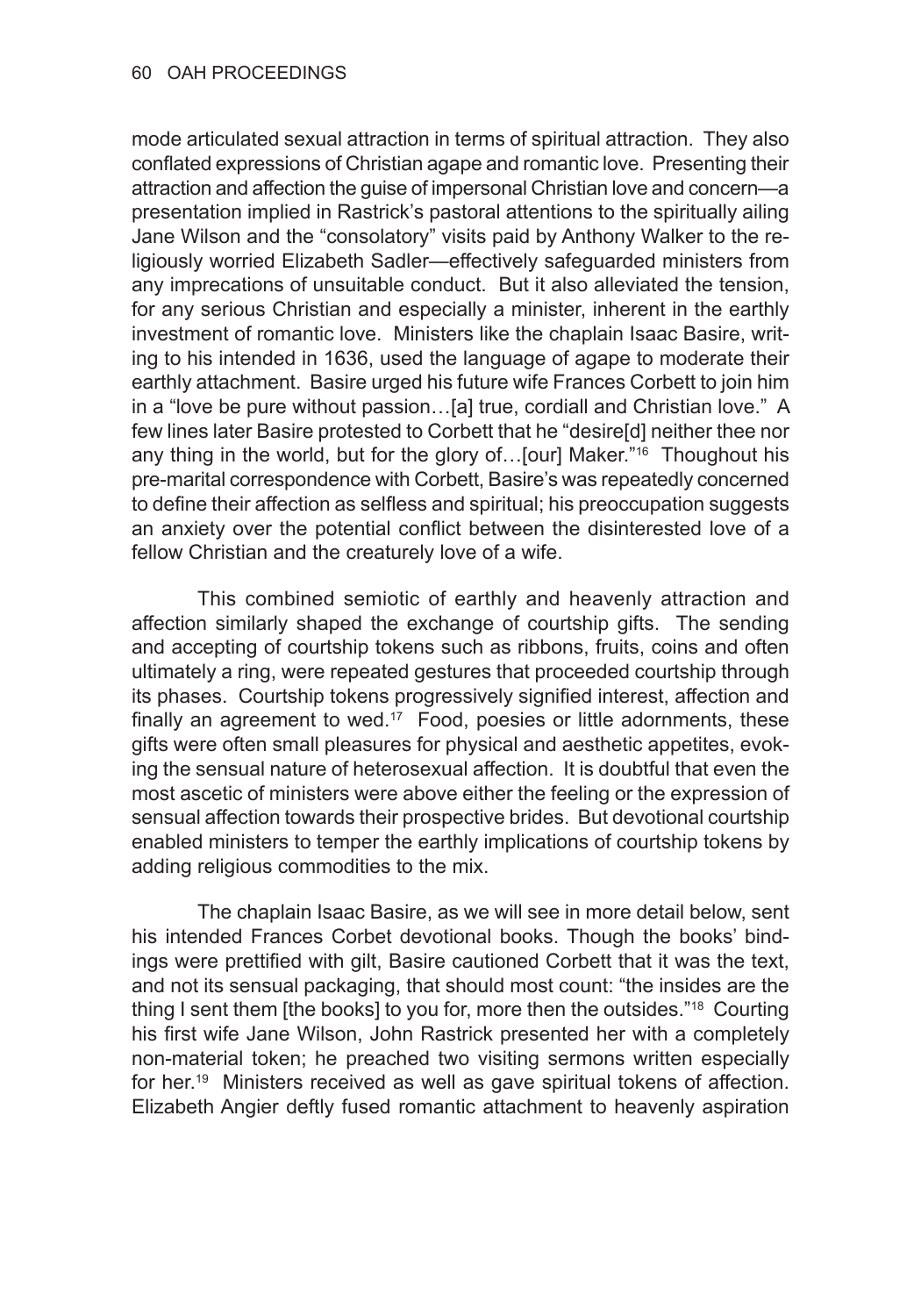mode articulated sexual attraction in terms of spiritual attraction. They also conflated expressions of Christian agape and romantic love. Presenting their attraction and affection the guise of impersonal Christian love and concern—a presentation implied in Rastrick's pastoral attentions to the spiritually ailing Jane Wilson and the "consolatory" visits paid by Anthony Walker to the religiously worried Elizabeth Sadler—effectively safeguarded ministers from any imprecations of unsuitable conduct. But it also alleviated the tension, for any serious Christian and especially a minister, inherent in the earthly investment of romantic love. Ministers like the chaplain Isaac Basire, writing to his intended in 1636, used the language of agape to moderate their earthly attachment. Basire urged his future wife Frances Corbett to join him in a "love be pure without passion…[a] true, cordiall and Christian love." A few lines later Basire protested to Corbett that he "desire[d] neither thee nor any thing in the world, but for the glory of…[our] Maker."[16] Thoughout his pre-marital correspondence with Corbett, Basire's was repeatedly concerned to define their affection as selfless and spiritual; his preoccupation suggests an anxiety over the potential conflict between the disinterested love of a fellow Christian and the creaturely love of a wife.

This combined semiotic of earthly and heavenly attraction and affection similarly shaped the exchange of courtship gifts. The sending and accepting of courtship tokens such as ribbons, fruits, coins and often ultimately a ring, were repeated gestures that proceeded courtship through its phases. Courtship tokens progressively signified interest, affection and finally an agreement to wed.[17] Food, poesies or little adornments, these gifts were often small pleasures for physical and aesthetic appetites, evoking the sensual nature of heterosexual affection. It is doubtful that even the most ascetic of ministers were above either the feeling or the expression of sensual affection towards their prospective brides. But devotional courtship enabled ministers to temper the earthly implications of courtship tokens by adding religious commodities to the mix.

The chaplain Isaac Basire, as we will see in more detail below, sent his intended Frances Corbet devotional books. Though the books' bindings were prettified with gilt, Basire cautioned Corbett that it was the text, and not its sensual packaging, that should most count: "the insides are the thing I sent them [the books] to you for, more then the outsides."[18] Courting his first wife Jane Wilson, John Rastrick presented her with a completely non-material token; he preached two visiting sermons written especially for her.[19] Ministers received as well as gave spiritual tokens of affection. Elizabeth Angier deftly fused romantic attachment to heavenly aspiration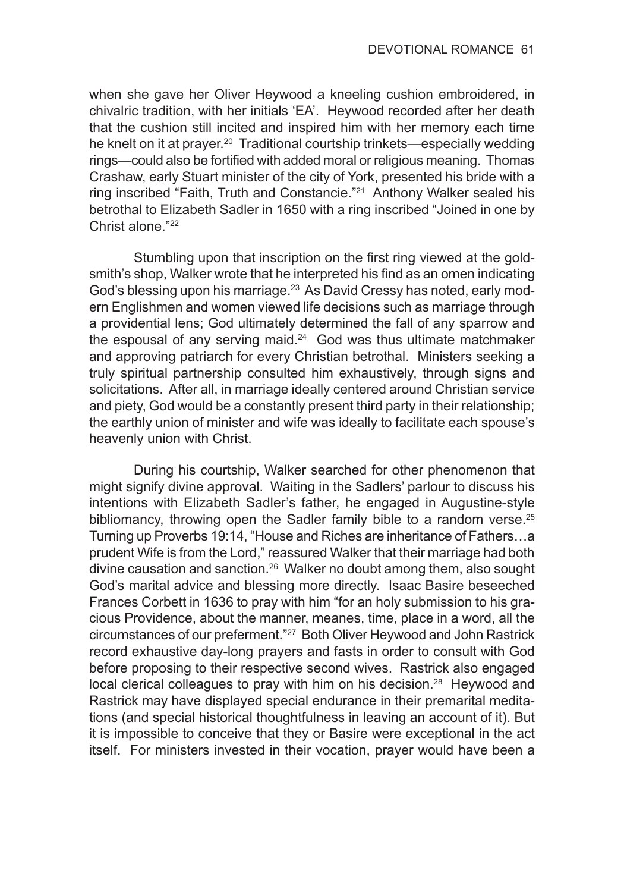when she gave her Oliver Heywood a kneeling cushion embroidered, in chivalric tradition, with her initials ‘EA’. Heywood recorded after her death that the cushion still incited and inspired him with her memory each time he knelt on it at prayer.[20] Traditional courtship trinkets—especially wedding rings—could also be fortified with added moral or religious meaning. Thomas Crashaw, early Stuart minister of the city of York, presented his bride with a ring inscribed “Faith, Truth and Constancie.”[21] Anthony Walker sealed his betrothal to Elizabeth Sadler in 1650 with a ring inscribed “Joined in one by Christ alone.”[22]

Stumbling upon that inscription on the first ring viewed at the goldsmith’s shop, Walker wrote that he interpreted his find as an omen indicating God’s blessing upon his marriage.[23] As David Cressy has noted, early modern Englishmen and women viewed life decisions such as marriage through a providential lens; God ultimately determined the fall of any sparrow and the espousal of any serving maid.[24] God was thus ultimate matchmaker and approving patriarch for every Christian betrothal. Ministers seeking a truly spiritual partnership consulted him exhaustively, through signs and solicitations. After all, in marriage ideally centered around Christian service and piety, God would be a constantly present third party in their relationship; the earthly union of minister and wife was ideally to facilitate each spouse’s heavenly union with Christ.

During his courtship, Walker searched for other phenomenon that might signify divine approval. Waiting in the Sadlers’ parlour to discuss his intentions with Elizabeth Sadler’s father, he engaged in Augustine-style bibliomancy, throwing open the Sadler family bible to a random verse.[25] Turning up Proverbs 19:14, “House and Riches are inheritance of Fathers…a prudent Wife is from the Lord,” reassured Walker that their marriage had both divine causation and sanction.[26] Walker no doubt among them, also sought God’s marital advice and blessing more directly. Isaac Basire beseeched Frances Corbett in 1636 to pray with him “for an holy submission to his gracious Providence, about the manner, meanes, time, place in a word, all the circumstances of our preferment.”[27] Both Oliver Heywood and John Rastrick record exhaustive day-long prayers and fasts in order to consult with God before proposing to their respective second wives. Rastrick also engaged local clerical colleagues to pray with him on his decision.[28] Heywood and Rastrick may have displayed special endurance in their premarital meditations (and special historical thoughtfulness in leaving an account of it). But it is impossible to conceive that they or Basire were exceptional in the act itself. For ministers invested in their vocation, prayer would have been a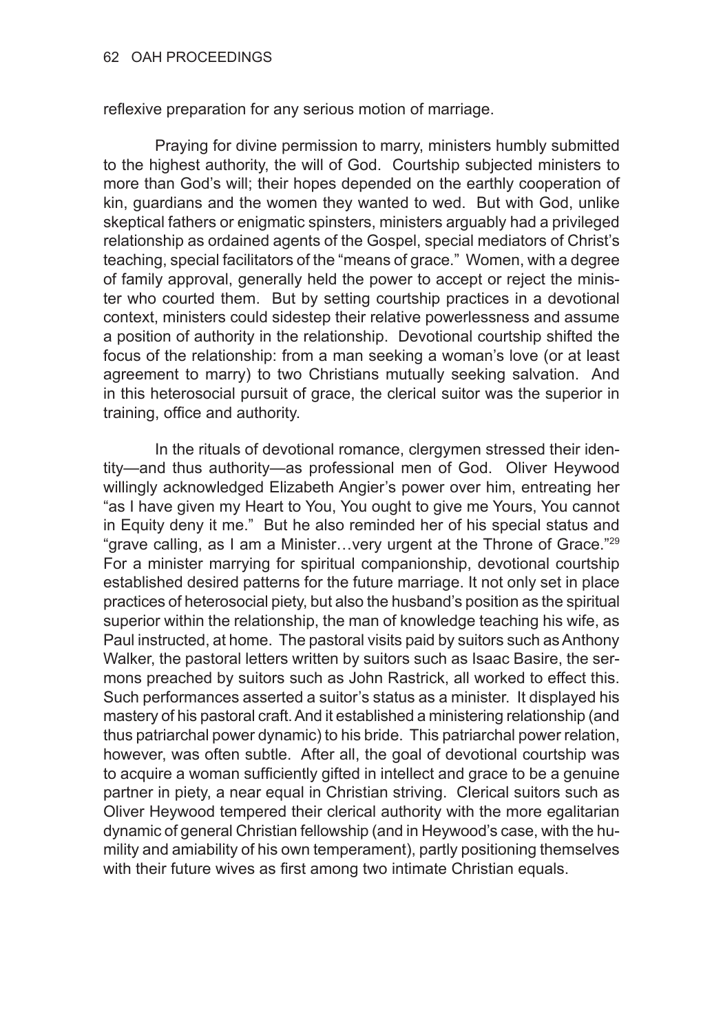reflexive preparation for any serious motion of marriage.

Praying for divine permission to marry, ministers humbly submitted to the highest authority, the will of God. Courtship subjected ministers to more than God's will; their hopes depended on the earthly cooperation of kin, guardians and the women they wanted to wed. But with God, unlike skeptical fathers or enigmatic spinsters, ministers arguably had a privileged relationship as ordained agents of the Gospel, special mediators of Christ's teaching, special facilitators of the "means of grace." Women, with a degree of family approval, generally held the power to accept or reject the minister who courted them. But by setting courtship practices in a devotional context, ministers could sidestep their relative powerlessness and assume a position of authority in the relationship. Devotional courtship shifted the focus of the relationship: from a man seeking a woman's love (or at least agreement to marry) to two Christians mutually seeking salvation. And in this heterosocial pursuit of grace, the clerical suitor was the superior in training, office and authority.

In the rituals of devotional romance, clergymen stressed their identity—and thus authority—as professional men of God. Oliver Heywood willingly acknowledged Elizabeth Angier's power over him, entreating her "as I have given my Heart to You, You ought to give me Yours, You cannot in Equity deny it me." But he also reminded her of his special status and "grave calling, as I am a Minister…very urgent at the Throne of Grace."[29] For a minister marrying for spiritual companionship, devotional courtship established desired patterns for the future marriage. It not only set in place practices of heterosocial piety, but also the husband's position as the spiritual superior within the relationship, the man of knowledge teaching his wife, as Paul instructed, at home. The pastoral visits paid by suitors such as Anthony Walker, the pastoral letters written by suitors such as Isaac Basire, the sermons preached by suitors such as John Rastrick, all worked to effect this. Such performances asserted a suitor's status as a minister. It displayed his mastery of his pastoral craft. And it established a ministering relationship (and thus patriarchal power dynamic) to his bride. This patriarchal power relation, however, was often subtle. After all, the goal of devotional courtship was to acquire a woman sufficiently gifted in intellect and grace to be a genuine partner in piety, a near equal in Christian striving. Clerical suitors such as Oliver Heywood tempered their clerical authority with the more egalitarian dynamic of general Christian fellowship (and in Heywood's case, with the humility and amiability of his own temperament), partly positioning themselves with their future wives as first among two intimate Christian equals.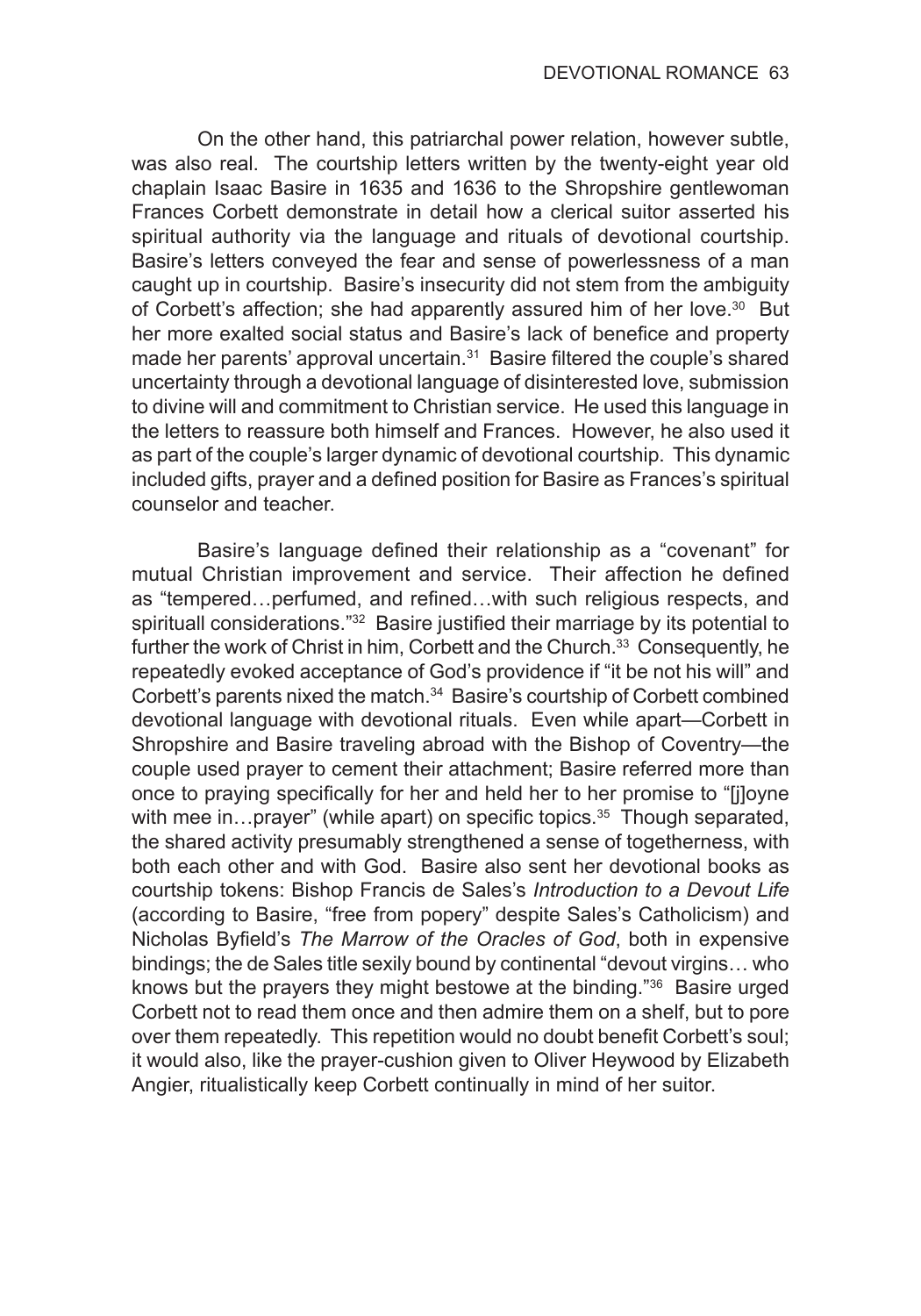On the other hand, this patriarchal power relation, however subtle, was also real. The courtship letters written by the twenty-eight year old chaplain Isaac Basire in 1635 and 1636 to the Shropshire gentlewoman Frances Corbett demonstrate in detail how a clerical suitor asserted his spiritual authority via the language and rituals of devotional courtship. Basire's letters conveyed the fear and sense of powerlessness of a man caught up in courtship. Basire's insecurity did not stem from the ambiguity of Corbett's affection; she had apparently assured him of her love.[30] But her more exalted social status and Basire's lack of benefice and property made her parents' approval uncertain.[31] Basire filtered the couple's shared uncertainty through a devotional language of disinterested love, submission to divine will and commitment to Christian service. He used this language in the letters to reassure both himself and Frances. However, he also used it as part of the couple's larger dynamic of devotional courtship. This dynamic included gifts, prayer and a defined position for Basire as Frances's spiritual counselor and teacher.

Basire's language defined their relationship as a "covenant" for mutual Christian improvement and service. Their affection he defined as "tempered…perfumed, and refined…with such religious respects, and spirituall considerations."[32] Basire justified their marriage by its potential to further the work of Christ in him, Corbett and the Church.[33] Consequently, he repeatedly evoked acceptance of God's providence if "it be not his will" and Corbett's parents nixed the match.[34] Basire's courtship of Corbett combined devotional language with devotional rituals. Even while apart—Corbett in Shropshire and Basire traveling abroad with the Bishop of Coventry—the couple used prayer to cement their attachment; Basire referred more than once to praying specifically for her and held her to her promise to "[j]oyne with mee in…prayer" (while apart) on specific topics.[35] Though separated, the shared activity presumably strengthened a sense of togetherness, with both each other and with God. Basire also sent her devotional books as courtship tokens: Bishop Francis de Sales's *Introduction to a Devout Life* (according to Basire, "free from popery" despite Sales's Catholicism) and Nicholas Byfield's *The Marrow of the Oracles of God*, both in expensive bindings; the de Sales title sexily bound by continental "devout virgins… who knows but the prayers they might bestowe at the binding."[36] Basire urged Corbett not to read them once and then admire them on a shelf, but to pore over them repeatedly. This repetition would no doubt benefit Corbett's soul; it would also, like the prayer-cushion given to Oliver Heywood by Elizabeth Angier, ritualistically keep Corbett continually in mind of her suitor.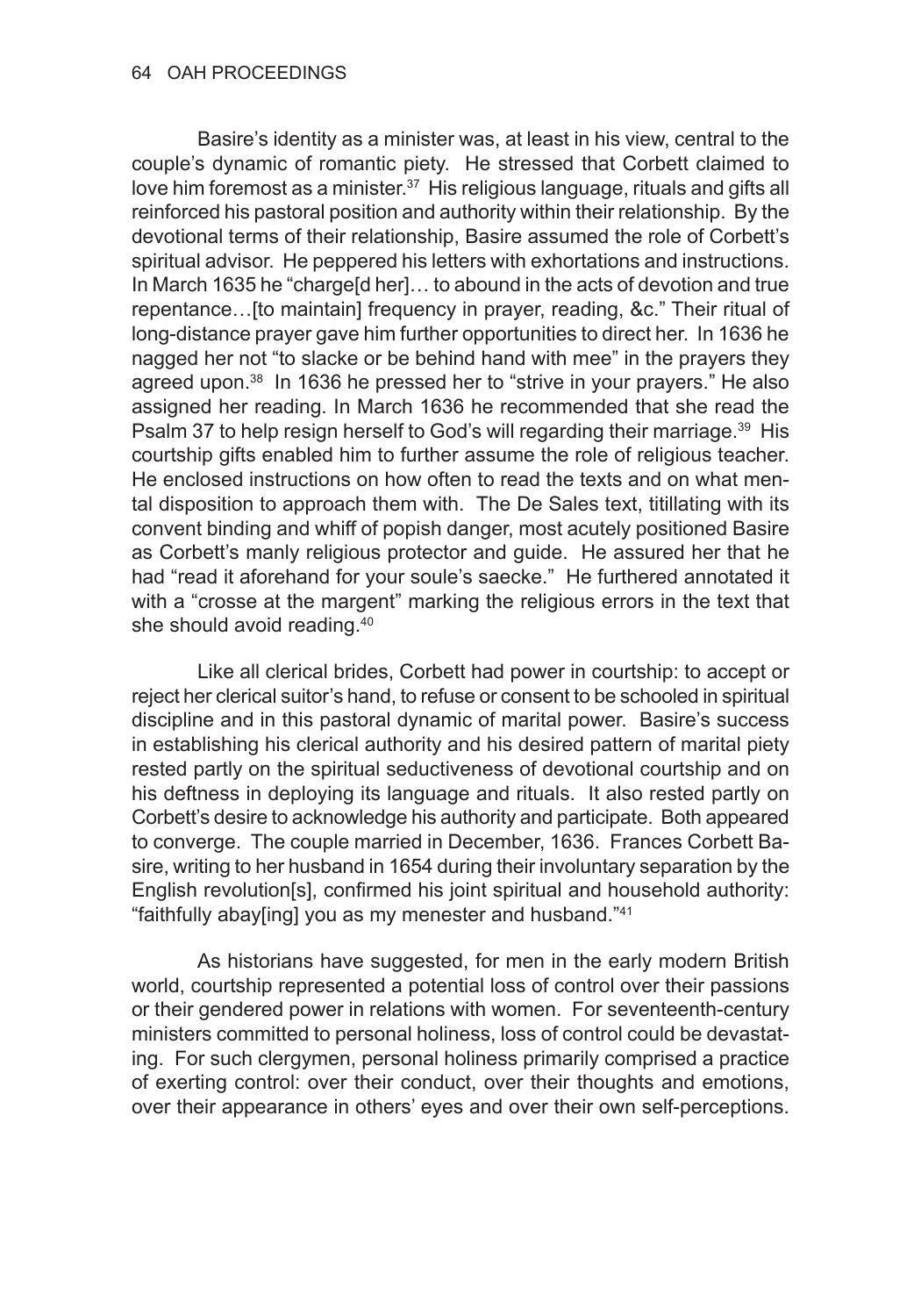Basire's identity as a minister was, at least in his view, central to the couple's dynamic of romantic piety. He stressed that Corbett claimed to love him foremost as a minister.[37] His religious language, rituals and gifts all reinforced his pastoral position and authority within their relationship. By the devotional terms of their relationship, Basire assumed the role of Corbett's spiritual advisor. He peppered his letters with exhortations and instructions. In March 1635 he "charge[d her]… to abound in the acts of devotion and true repentance…[to maintain] frequency in prayer, reading, &c." Their ritual of long-distance prayer gave him further opportunities to direct her. In 1636 he nagged her not "to slacke or be behind hand with mee" in the prayers they agreed upon.[38] In 1636 he pressed her to "strive in your prayers." He also assigned her reading. In March 1636 he recommended that she read the Psalm 37 to help resign herself to God's will regarding their marriage.[39] His courtship gifts enabled him to further assume the role of religious teacher. He enclosed instructions on how often to read the texts and on what mental disposition to approach them with. The De Sales text, titillating with its convent binding and whiff of popish danger, most acutely positioned Basire as Corbett's manly religious protector and guide. He assured her that he had "read it aforehand for your soule's saecke." He furthered annotated it with a "crosse at the margent" marking the religious errors in the text that she should avoid reading.[40]

Like all clerical brides, Corbett had power in courtship: to accept or reject her clerical suitor's hand, to refuse or consent to be schooled in spiritual discipline and in this pastoral dynamic of marital power. Basire's success in establishing his clerical authority and his desired pattern of marital piety rested partly on the spiritual seductiveness of devotional courtship and on his deftness in deploying its language and rituals. It also rested partly on Corbett's desire to acknowledge his authority and participate. Both appeared to converge. The couple married in December, 1636. Frances Corbett Basire, writing to her husband in 1654 during their involuntary separation by the English revolution[s], confirmed his joint spiritual and household authority: "faithfully abay[ing] you as my menester and husband."[41]

As historians have suggested, for men in the early modern British world, courtship represented a potential loss of control over their passions or their gendered power in relations with women. For seventeenth-century ministers committed to personal holiness, loss of control could be devastating. For such clergymen, personal holiness primarily comprised a practice of exerting control: over their conduct, over their thoughts and emotions, over their appearance in others' eyes and over their own self-perceptions.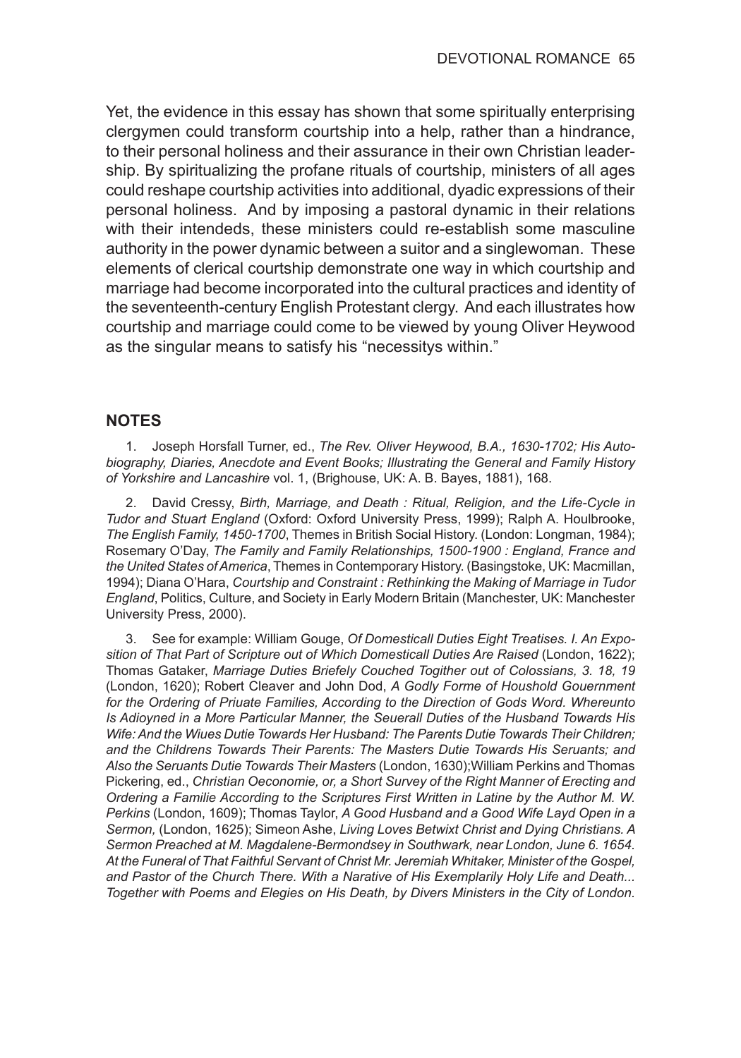Yet, the evidence in this essay has shown that some spiritually enterprising clergymen could transform courtship into a help, rather than a hindrance, to their personal holiness and their assurance in their own Christian leadership. By spiritualizing the profane rituals of courtship, ministers of all ages could reshape courtship activities into additional, dyadic expressions of their personal holiness. And by imposing a pastoral dynamic in their relations with their intendeds, these ministers could re-establish some masculine authority in the power dynamic between a suitor and a singlewoman. These elements of clerical courtship demonstrate one way in which courtship and marriage had become incorporated into the cultural practices and identity of the seventeenth-century English Protestant clergy. And each illustrates how courtship and marriage could come to be viewed by young Oliver Heywood as the singular means to satisfy his "necessitys within."

## NOTES

1. Joseph Horsfall Turner, ed., *The Rev. Oliver Heywood, B.A., 1630-1702; His Autobiography, Diaries, Anecdote and Event Books; Illustrating the General and Family History of Yorkshire and Lancashire* vol. 1, (Brighouse, UK: A. B. Bayes, 1881), 168.

2. David Cressy, *Birth, Marriage, and Death : Ritual, Religion, and the Life-Cycle in Tudor and Stuart England* (Oxford: Oxford University Press, 1999); Ralph A. Houlbrooke, *The English Family, 1450-1700*, Themes in British Social History. (London: Longman, 1984); Rosemary O'Day, *The Family and Family Relationships, 1500-1900 : England, France and the United States of America*, Themes in Contemporary History. (Basingstoke, UK: Macmillan, 1994); Diana O'Hara, *Courtship and Constraint : Rethinking the Making of Marriage in Tudor England*, Politics, Culture, and Society in Early Modern Britain (Manchester, UK: Manchester University Press, 2000).

3. See for example: William Gouge, *Of Domesticall Duties Eight Treatises. I. An Exposition of That Part of Scripture out of Which Domesticall Duties Are Raised* (London, 1622); Thomas Gataker, *Marriage Duties Briefely Couched Togither out of Colossians, 3. 18, 19* (London, 1620); Robert Cleaver and John Dod, *A Godly Forme of Houshold Gouernment for the Ordering of Priuate Families, According to the Direction of Gods Word. Whereunto Is Adioyned in a More Particular Manner, the Seuerall Duties of the Husband Towards His Wife: And the Wiues Dutie Towards Her Husband: The Parents Dutie Towards Their Children; and the Childrens Towards Their Parents: The Masters Dutie Towards His Seruants; and Also the Seruants Dutie Towards Their Masters* (London, 1630);William Perkins and Thomas Pickering, ed., *Christian Oeconomie, or, a Short Survey of the Right Manner of Erecting and Ordering a Familie According to the Scriptures First Written in Latine by the Author M. W. Perkins* (London, 1609); Thomas Taylor, *A Good Husband and a Good Wife Layd Open in a Sermon,* (London, 1625); Simeon Ashe, *Living Loves Betwixt Christ and Dying Christians. A Sermon Preached at M. Magdalene-Bermondsey in Southwark, near London, June 6. 1654. At the Funeral of That Faithful Servant of Christ Mr. Jeremiah Whitaker, Minister of the Gospel, and Pastor of the Church There. With a Narative of His Exemplarily Holy Life and Death... Together with Poems and Elegies on His Death, by Divers Ministers in the City of London.*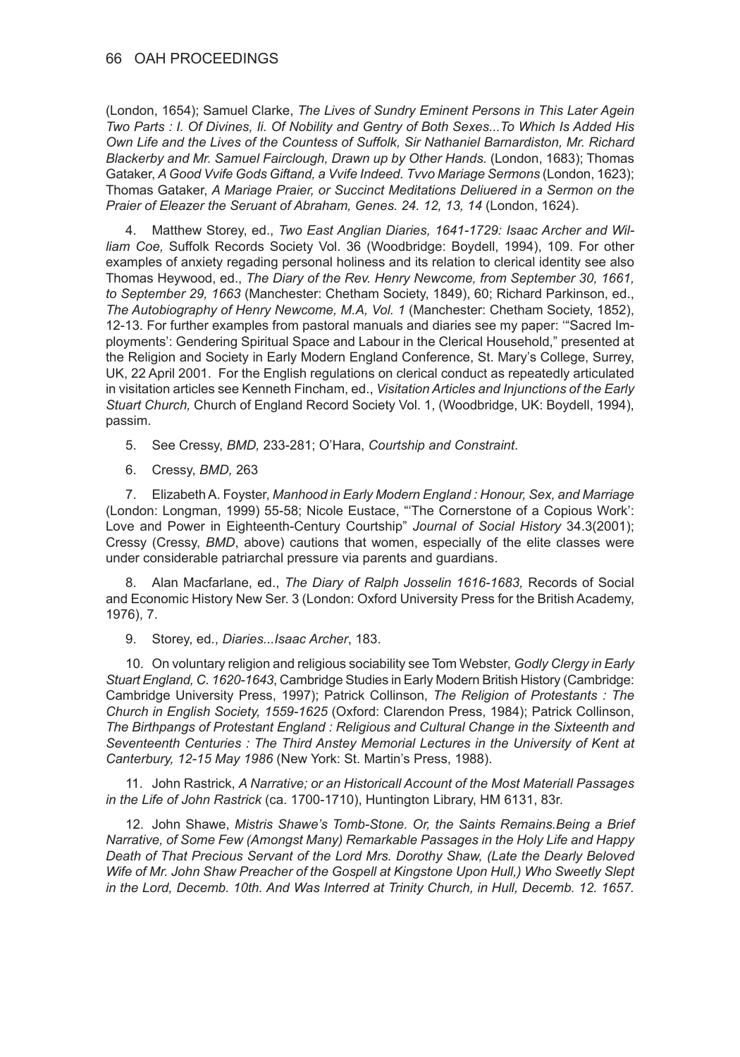(London, 1654); Samuel Clarke, *The Lives of Sundry Eminent Persons in This Later Agein Two Parts : I. Of Divines, Ii. Of Nobility and Gentry of Both Sexes...To Which Is Added His Own Life and the Lives of the Countess of Suffolk, Sir Nathaniel Barnardiston, Mr. Richard Blackerby and Mr. Samuel Fairclough, Drawn up by Other Hands.* (London, 1683); Thomas Gataker, *A Good Vvife Gods Giftand, a Vvife Indeed. Tvvo Mariage Sermons* (London, 1623); Thomas Gataker, *A Mariage Praier, or Succinct Meditations Deliuered in a Sermon on the Praier of Eleazer the Seruant of Abraham, Genes. 24. 12, 13, 14* (London, 1624).

4. Matthew Storey, ed., *Two East Anglian Diaries, 1641-1729: Isaac Archer and William Coe,* Suffolk Records Society Vol. 36 (Woodbridge: Boydell, 1994), 109. For other examples of anxiety regading personal holiness and its relation to clerical identity see also Thomas Heywood, ed., *The Diary of the Rev. Henry Newcome, from September 30, 1661, to September 29, 1663* (Manchester: Chetham Society, 1849), 60; Richard Parkinson, ed., *The Autobiography of Henry Newcome, M.A, Vol. 1* (Manchester: Chetham Society, 1852), 12-13. For further examples from pastoral manuals and diaries see my paper: '"Sacred Imployments': Gendering Spiritual Space and Labour in the Clerical Household," presented at the Religion and Society in Early Modern England Conference, St. Mary's College, Surrey, UK, 22 April 2001. For the English regulations on clerical conduct as repeatedly articulated in visitation articles see Kenneth Fincham, ed., *Visitation Articles and Injunctions of the Early Stuart Church,* Church of England Record Society Vol. 1, (Woodbridge, UK: Boydell, 1994), passim.

5. See Cressy, *BMD,* 233-281; O'Hara, *Courtship and Constraint*.

6. Cressy, *BMD,* 263

7. Elizabeth A. Foyster, *Manhood in Early Modern England : Honour, Sex, and Marriage* (London: Longman, 1999) 55-58; Nicole Eustace, "'The Cornerstone of a Copious Work': Love and Power in Eighteenth-Century Courtship" *Journal of Social History* 34.3(2001); Cressy (Cressy, *BMD*, above) cautions that women, especially of the elite classes were under considerable patriarchal pressure via parents and guardians.

8. Alan Macfarlane, ed., *The Diary of Ralph Josselin 1616-1683,* Records of Social and Economic History New Ser. 3 (London: Oxford University Press for the British Academy, 1976), 7.

9. Storey, ed., *Diaries...Isaac Archer*, 183.

10. On voluntary religion and religious sociability see Tom Webster, *Godly Clergy in Early Stuart England, C. 1620-1643*, Cambridge Studies in Early Modern British History (Cambridge: Cambridge University Press, 1997); Patrick Collinson, *The Religion of Protestants : The Church in English Society, 1559-1625* (Oxford: Clarendon Press, 1984); Patrick Collinson, *The Birthpangs of Protestant England : Religious and Cultural Change in the Sixteenth and Seventeenth Centuries : The Third Anstey Memorial Lectures in the University of Kent at Canterbury, 12-15 May 1986* (New York: St. Martin's Press, 1988).

11. John Rastrick, *A Narrative; or an Historicall Account of the Most Materiall Passages in the Life of John Rastrick* (ca. 1700-1710), Huntington Library, HM 6131, 83r.

12. John Shawe, *Mistris Shawe's Tomb-Stone. Or, the Saints Remains.Being a Brief Narrative, of Some Few (Amongst Many) Remarkable Passages in the Holy Life and Happy Death of That Precious Servant of the Lord Mrs. Dorothy Shaw, (Late the Dearly Beloved Wife of Mr. John Shaw Preacher of the Gospell at Kingstone Upon Hull,) Who Sweetly Slept in the Lord, Decemb. 10th. And Was Interred at Trinity Church, in Hull, Decemb. 12. 1657.*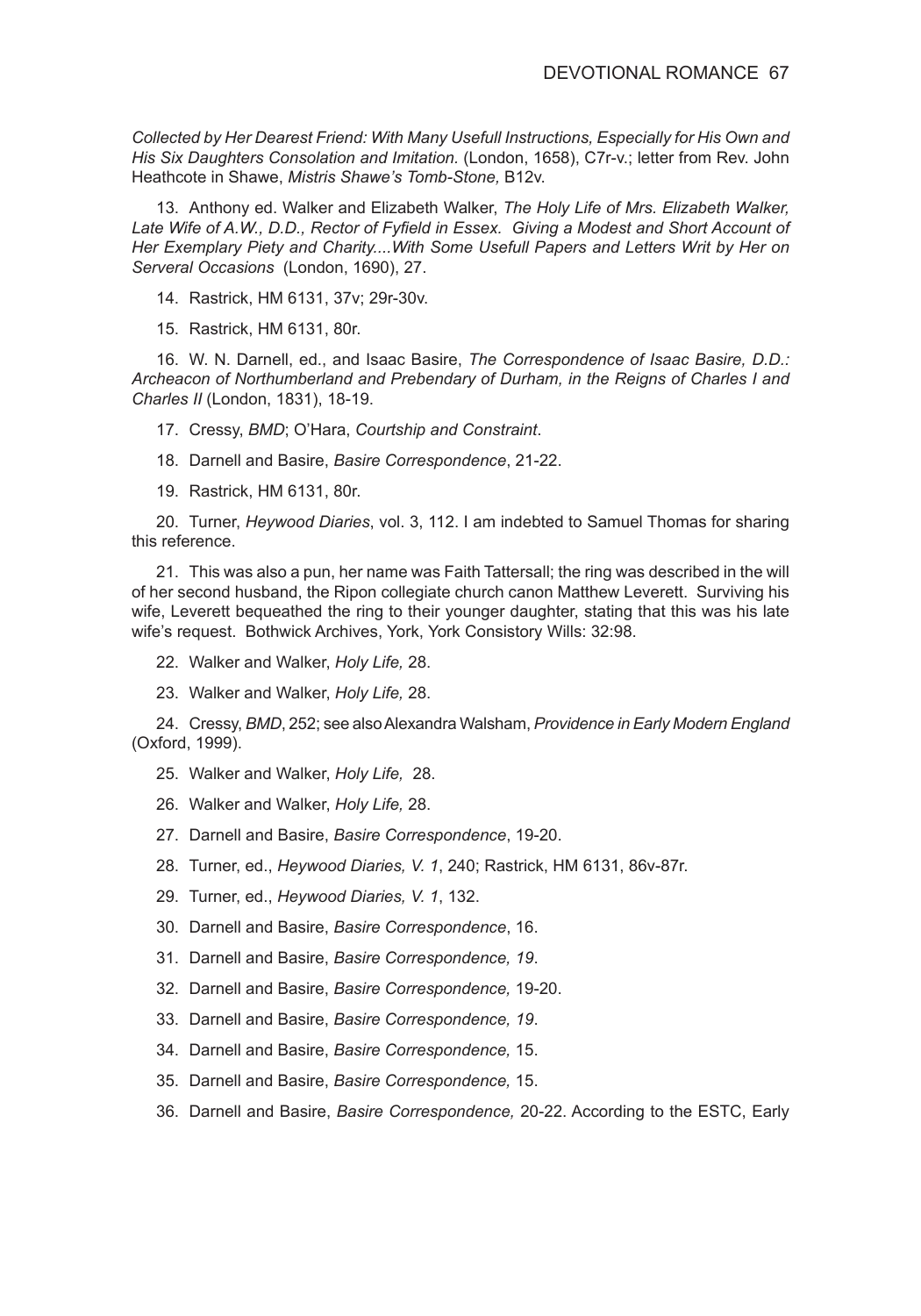*Collected by Her Dearest Friend: With Many Usefull Instructions, Especially for His Own and His Six Daughters Consolation and Imitation.* (London, 1658), C7r-v.; letter from Rev. John Heathcote in Shawe, *Mistris Shawe's Tomb-Stone,* B12v.

13. Anthony ed. Walker and Elizabeth Walker, *The Holy Life of Mrs. Elizabeth Walker, Late Wife of A.W., D.D., Rector of Fyfield in Essex. Giving a Modest and Short Account of Her Exemplary Piety and Charity....With Some Usefull Papers and Letters Writ by Her on Serveral Occasions* (London, 1690), 27.

14. Rastrick, HM 6131, 37v; 29r-30v.

15. Rastrick, HM 6131, 80r.

16. W. N. Darnell, ed., and Isaac Basire, *The Correspondence of Isaac Basire, D.D.: Archeacon of Northumberland and Prebendary of Durham, in the Reigns of Charles I and Charles II* (London, 1831), 18-19.

17. Cressy, *BMD*; O'Hara, *Courtship and Constraint*.

18. Darnell and Basire, *Basire Correspondence*, 21-22.

19. Rastrick, HM 6131, 80r.

20. Turner, *Heywood Diaries*, vol. 3, 112. I am indebted to Samuel Thomas for sharing this reference.

21. This was also a pun, her name was Faith Tattersall; the ring was described in the will of her second husband, the Ripon collegiate church canon Matthew Leverett. Surviving his wife, Leverett bequeathed the ring to their younger daughter, stating that this was his late wife's request. Bothwick Archives, York, York Consistory Wills: 32:98.

22. Walker and Walker, *Holy Life,* 28.

23. Walker and Walker, *Holy Life,* 28.

24. Cressy, *BMD*, 252; see also Alexandra Walsham, *Providence in Early Modern England* (Oxford, 1999).

25. Walker and Walker, *Holy Life,* 28.

26. Walker and Walker, *Holy Life,* 28.

27. Darnell and Basire, *Basire Correspondence*, 19-20.

28. Turner, ed., *Heywood Diaries, V. 1*, 240; Rastrick, HM 6131, 86v-87r.

29. Turner, ed., *Heywood Diaries, V. 1*, 132.

30. Darnell and Basire, *Basire Correspondence*, 16.

31. Darnell and Basire, *Basire Correspondence, 19*.

32. Darnell and Basire, *Basire Correspondence,* 19-20.

33. Darnell and Basire, *Basire Correspondence, 19*.

34. Darnell and Basire, *Basire Correspondence,* 15.

35. Darnell and Basire, *Basire Correspondence,* 15.

36. Darnell and Basire, *Basire Correspondence,* 20-22. According to the ESTC, Early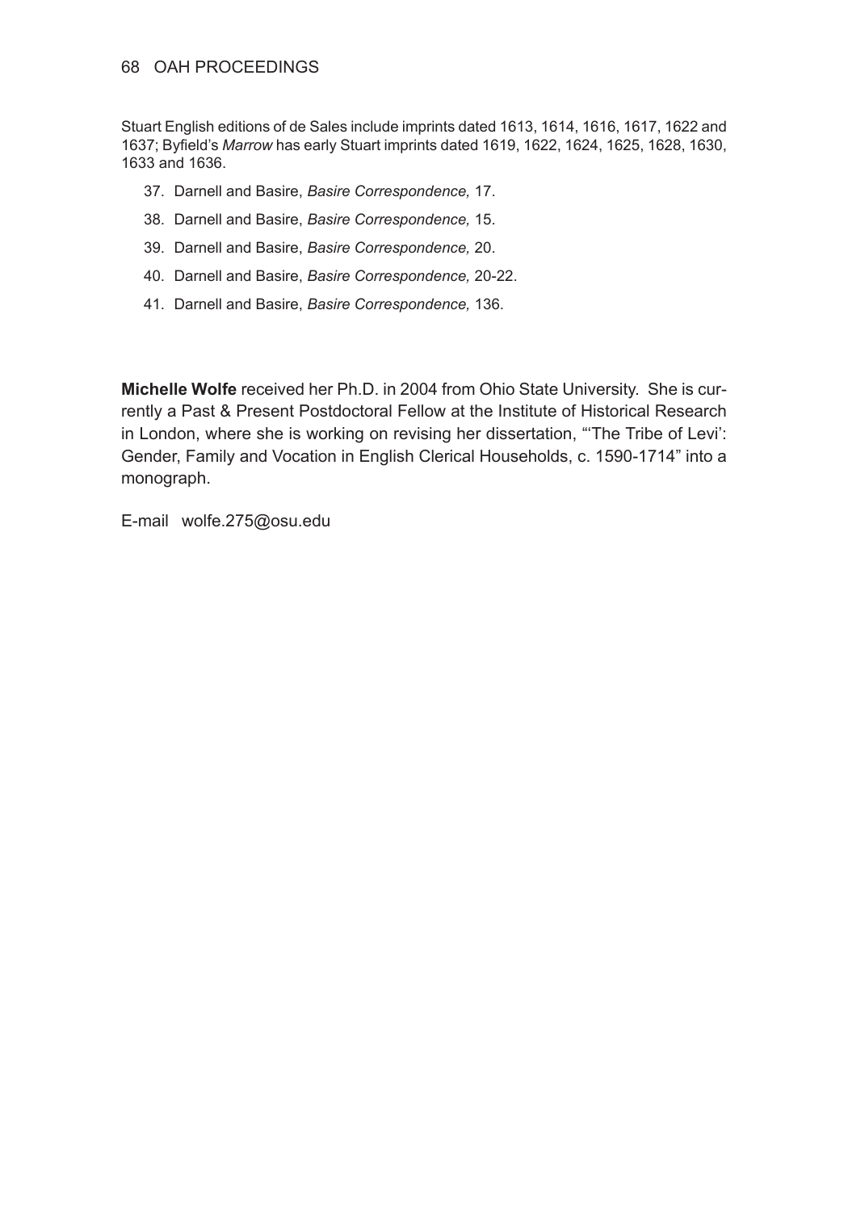Stuart English editions of de Sales include imprints dated 1613, 1614, 1616, 1617, 1622 and 1637; Byfield's *Marrow* has early Stuart imprints dated 1619, 1622, 1624, 1625, 1628, 1630, 1633 and 1636.

37. Darnell and Basire, *Basire Correspondence,* 17.
38. Darnell and Basire, *Basire Correspondence,* 15.
39. Darnell and Basire, *Basire Correspondence,* 20.
40. Darnell and Basire, *Basire Correspondence,* 20-22.
41. Darnell and Basire, *Basire Correspondence,* 136.

**Michelle Wolfe** received her Ph.D. in 2004 from Ohio State University. She is currently a Past & Present Postdoctoral Fellow at the Institute of Historical Research in London, where she is working on revising her dissertation, "'The Tribe of Levi': Gender, Family and Vocation in English Clerical Households, c. 1590-1714" into a monograph.

E-mail wolfe.275@osu.edu